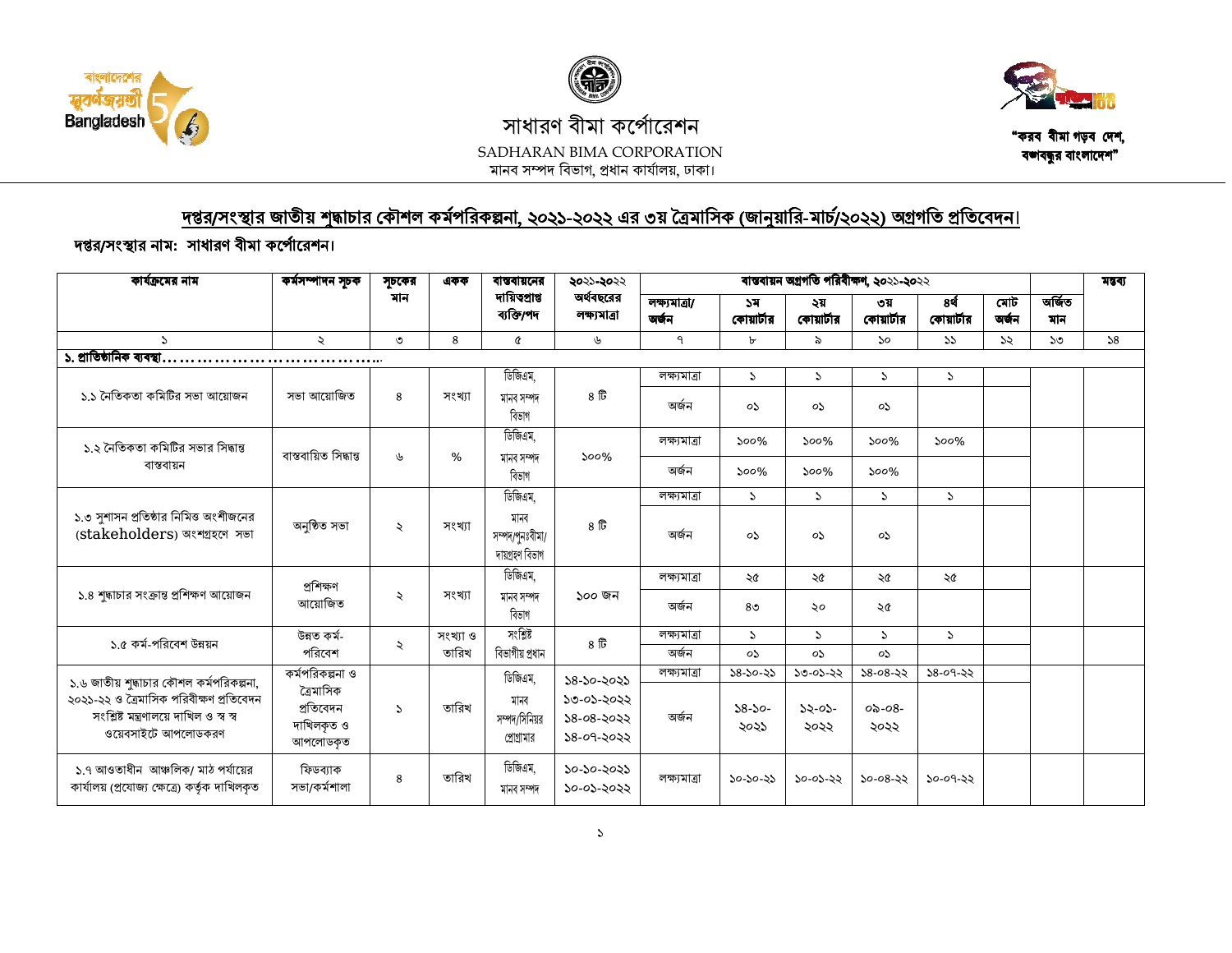বাংলাদেশের সুবর্ণজয়ন্তী Bangladesh 50

সাধারণ বীমা কর্পোরেশন

SADHARAN BIMA CORPORATION

মানব সম্পদ বিভাগ, প্রধান কার্যালয়, ঢাকা।

"করব বীমা গড়ব দেশ, বঙ্গবন্ধুর বাংলাদেশ"

## দপ্তর/সংস্থার জাতীয় শুদ্ধাচার কৌশল কর্মপরিকল্পনা, ২০২১-২০২২ এর ৩য় ত্রৈমাসিক (জানুয়ারি-মার্চ/২০২২) অগ্রগতি প্রতিবেদন।

**দপ্তর/সংস্থার নাম: সাধারণ বীমা কর্পোরেশন।**

| কার্যক্রমের নাম | কর্মসম্পাদন সূচক | সূচকের মান | একক | বাস্তবায়নের দায়িত্বপ্রাপ্ত ব্যক্তি/পদ | ২০২১-২০২২ অর্থবছরের লক্ষ্যমাত্রা | বাস্তবায়ন অগ্রগতি পরিবীক্ষণ, ২০২১-২০২২ | | | | | | অর্জিত মান | মন্তব্য |
|---|---|---|---|---|---|---|---|---|---|---|---|---|---|
| | | | | | | লক্ষ্যমাত্রা/ অর্জন | ১ম কোয়ার্টার | ২য় কোয়ার্টার | ৩য় কোয়ার্টার | ৪র্থ কোয়ার্টার | মোট অর্জন | | |
| ১ | ২ | ৩ | ৪ | ৫ | ৬ | ৭ | ৮ | ৯ | ১০ | ১১ | ১২ | ১৩ | ১৪ |
| **১. প্রাতিষ্ঠানিক ব্যবস্থা………………………………..** | | | | | | | | | | | | | |
| ১.১ নৈতিকতা কমিটির সভা আয়োজন | সভা আয়োজিত | ৪ | সংখ্যা | ডিজিএম, মানব সম্পদ বিভাগ | ৪ টি | লক্ষ্যমাত্রা | ১ | ১ | ১ | ১ | | | |
| | | | | | | অর্জন | ০১ | ০১ | ০১ | | | | |
| ১.২ নৈতিকতা কমিটির সভার সিদ্ধান্ত বাস্তবায়ন | বাস্তবায়িত সিদ্ধান্ত | ৬ | % | ডিজিএম, মানব সম্পদ বিভাগ | ১০০% | লক্ষ্যমাত্রা | ১০০% | ১০০% | ১০০% | ১০০% | | | |
| | | | | | | অর্জন | ১০০% | ১০০% | ১০০% | | | | |
| ১.৩ সুশাসন প্রতিষ্ঠার নিমিত্ত অংশীজনের (stakeholders) অংশগ্রহণে সভা | অনুষ্ঠিত সভা | ২ | সংখ্যা | ডিজিএম, মানব সম্পদ/পুনঃবীমা/ দায়গ্রহণ বিভাগ | ৪ টি | লক্ষ্যমাত্রা | ১ | ১ | ১ | ১ | | | |
| | | | | | | অর্জন | ০১ | ০১ | ০১ | | | | |
| ১.৪ শুদ্ধাচার সংক্রান্ত প্রশিক্ষণ আয়োজন | প্রশিক্ষণ আয়োজিত | ২ | সংখ্যা | ডিজিএম, মানব সম্পদ বিভাগ | ১০০ জন | লক্ষ্যমাত্রা | ২৫ | ২৫ | ২৫ | ২৫ | | | |
| | | | | | | অর্জন | ৪৩ | ২০ | ২৫ | | | | |
| ১.৫ কর্ম-পরিবেশ উন্নয়ন | উন্নত কর্ম-পরিবেশ | ২ | সংখ্যা ও তারিখ | সংশ্লিষ্ট বিভাগীয় প্রধান | ৪ টি | লক্ষ্যমাত্রা | ১ | ১ | ১ | ১ | | | |
| | | | | | | অর্জন | ০১ | ০১ | ০১ | | | | |
| ১.৬ জাতীয় শুদ্ধাচার কৌশল কর্মপরিকল্পনা, ২০২১-২২ ও ত্রৈমাসিক পরিবীক্ষণ প্রতিবেদন সংশ্লিষ্ট মন্ত্রণালয়ে দাখিল ও স্ব স্ব ওয়েবসাইটে আপলোডকরণ | কর্মপরিকল্পনা ও ত্রৈমাসিক প্রতিবেদন দাখিলকৃত ও আপলোডকৃত | ১ | তারিখ | ডিজিএম, মানব সম্পদ/সিনিয়র প্রোগ্রামার | ১৪-১০-২০২১ ১৩-০১-২০২২ ১৪-০৪-২০২২ ১৪-০৭-২০২২ | লক্ষ্যমাত্রা | ১৪-১০-২১ | ১৩-০১-২২ | ১৪-০৪-২২ | ১৪-০৭-২২ | | | |
| | | | | | | অর্জন | ১৪-১০-২০২১ | ১২-০১-২০২২ | ০৯-০৪-২০২২ | | | | |
| ১.৭ আওতাধীন আঞ্চলিক/ মাঠ পর্যায়ের কার্যালয় (প্রযোজ্য ক্ষেত্রে) কর্তৃক দাখিলকৃত | ফিডব্যাক সভা/কর্মশালা | ৪ | তারিখ | ডিজিএম, মানব সম্পদ | ১০-১০-২০২১ ১০-০১-২০২২ | লক্ষ্যমাত্রা | ১০-১০-২১ | ১০-০১-২২ | ১০-০৪-২২ | ১০-০৭-২২ | | | |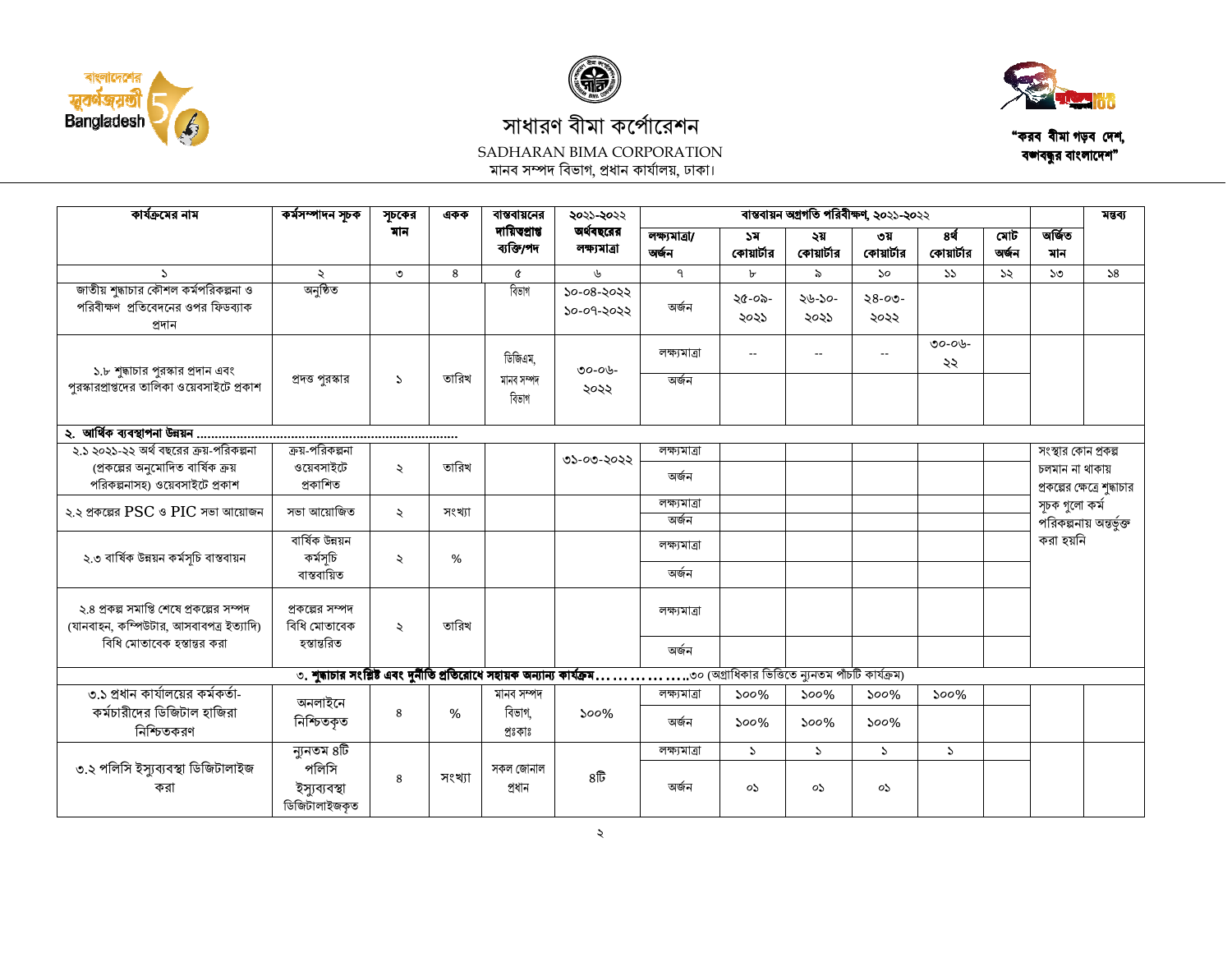সাধারণ বীমা কর্পোরেশন

SADHARAN BIMA CORPORATION

মানব সম্পদ বিভাগ, প্রধান কার্যালয়, ঢাকা।

"করব বীমা গড়ব দেশ, বঙ্গবন্ধুর বাংলাদেশ"

| কার্যক্রমের নাম | কর্মসম্পাদন সূচক | সূচকের মান | একক | বাস্তবায়নের দায়িত্বপ্রাপ্ত ব্যক্তি/পদ | ২০২১-২০২২ অর্থবছরের লক্ষ্যমাত্রা | বাস্তবায়ন অগ্রগতি পরিবীক্ষণ, ২০২১-২০২২ | | | | | | অর্জিত মান | মন্তব্য |
|---|---|---|---|---|---|---|---|---|---|---|---|---|---|
| | | | | | | লক্ষ্যমাত্রা/ অর্জন | ১ম কোয়ার্টার | ২য় কোয়ার্টার | ৩য় কোয়ার্টার | ৪র্থ কোয়ার্টার | মোট অর্জন | | |
| ১ | ২ | ৩ | ৪ | ৫ | ৬ | ৭ | ৮ | ৯ | ১০ | ১১ | ১২ | ১৩ | ১৪ |
| জাতীয় শুদ্ধাচার কৌশল কর্মপরিকল্পনা ও পরিবীক্ষণ প্রতিবেদনের ওপর ফিডব্যাক প্রদান | অনুষ্ঠিত | | | বিভাগ | ১০-০৪-২০২২ ১০-০৭-২০২২ | অর্জন | ২৫-০৯-২০২১ | ২৬-১০-২০২১ | ২৪-০৩-২০২২ | | | | |
| ১.৮ শুদ্ধাচার পুরস্কার প্রদান এবং পুরস্কারপ্রাপ্তদের তালিকা ওয়েবসাইটে প্রকাশ | প্রদত্ত পুরস্কার | ১ | তারিখ | ডিজিএম, মানব সম্পদ বিভাগ | ৩০-০৬-২০২২ | লক্ষ্যমাত্রা | -- | -- | -- | ৩০-০৬-২২ | | | |
| | | | | | | অর্জন | | | | | | | |
| **২. আর্থিক ব্যবস্থাপনা উন্নয়ন ........................................................................** | | | | | | | | | | | | | |
| ২.১ ২০২১-২২ অর্থ বছরের ক্রয়-পরিকল্পনা (প্রকল্পের অনুমোদিত বার্ষিক ক্রয় পরিকল্পনাসহ) ওয়েবসাইটে প্রকাশ | ক্রয়-পরিকল্পনা ওয়েবসাইটে প্রকাশিত | ২ | তারিখ | | ৩১-০৩-২০২২ | লক্ষ্যমাত্রা | | | | | | সংস্থার কোন প্রকল্প চলমান না থাকায় প্রকল্পের ক্ষেত্রে শুদ্ধাচার সূচক গুলো কর্ম পরিকল্পনায় অন্তর্ভুক্ত করা হয়নি | |
| | | | | | | অর্জন | | | | | | | |
| ২.২ প্রকল্পের PSC ও PIC সভা আয়োজন | সভা আয়োজিত | ২ | সংখ্যা | | | লক্ষ্যমাত্রা | | | | | | | |
| | | | | | | অর্জন | | | | | | | |
| ২.৩ বার্ষিক উন্নয়ন কর্মসূচি বাস্তবায়ন | বার্ষিক উন্নয়ন কর্মসূচি বাস্তবায়িত | ২ | % | | | লক্ষ্যমাত্রা | | | | | | | |
| | | | | | | অর্জন | | | | | | | |
| ২.৪ প্রকল্প সমাপ্তি শেষে প্রকল্পের সম্পদ (যানবাহন, কম্পিউটার, আসবাবপত্র ইত্যাদি) বিধি মোতাবেক হস্তান্তর করা | প্রকল্পের সম্পদ বিধি মোতাবেক হস্তান্তরিত | ২ | তারিখ | | | লক্ষ্যমাত্রা | | | | | | | |
| | | | | | | অর্জন | | | | | | | |
| **৩. শুদ্ধাচার সংশ্লিষ্ট এবং দুর্নীতি প্রতিরোধে সহায়ক অন্যান্য কার্যক্রম................**৩০ (অগ্রাধিকার ভিত্তিতে ন্যূনতম পাঁচটি কার্যক্রম) | | | | | | | | | | | | | |
| ৩.১ প্রধান কার্যালয়ের কর্মকর্তা-কর্মচারীদের ডিজিটাল হাজিরা নিশ্চিতকরণ | অনলাইনে নিশ্চিতকৃত | ৪ | % | মানব সম্পদ বিভাগ, প্রঃকাঃ | ১০০% | লক্ষ্যমাত্রা | ১০০% | ১০০% | ১০০% | ১০০% | | | |
| | | | | | | অর্জন | ১০০% | ১০০% | ১০০% | | | | |
| ৩.২ পলিসি ইস্যুব্যবস্থা ডিজিটালাইজ করা | ন্যূনতম ৪টি পলিসি ইস্যুব্যবস্থা ডিজিটালাইজকৃত | ৪ | সংখ্যা | সকল জোনাল প্রধান | ৪টি | লক্ষ্যমাত্রা | ১ | ১ | ১ | ১ | | | |
| | | | | | | অর্জন | ০১ | ০১ | ০১ | | | | |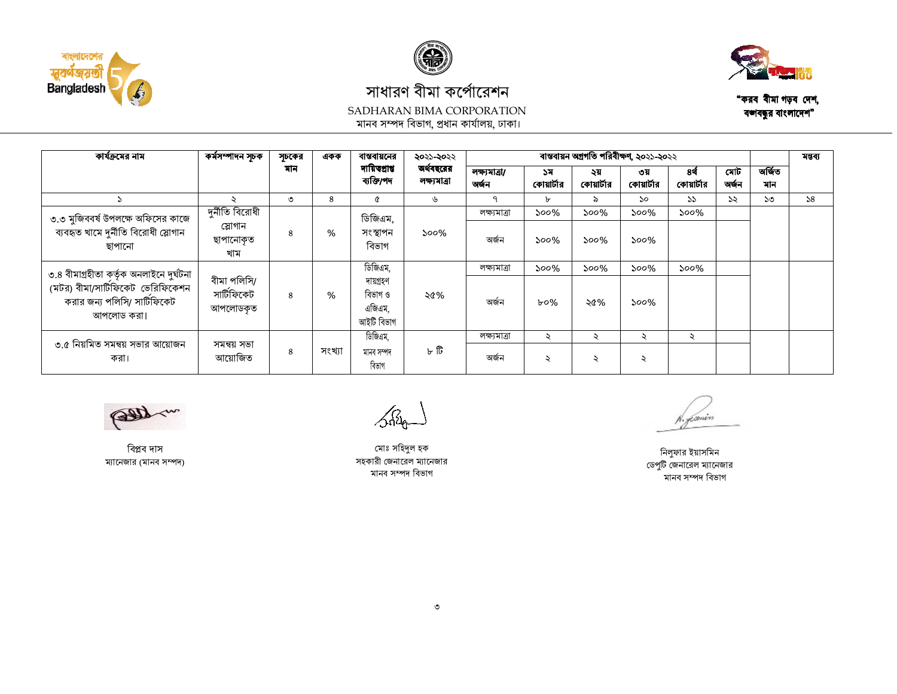সাধারণ বীমা কর্পোরেশন

SADHARAN BIMA CORPORATION

মানব সম্পদ বিভাগ, প্রধান কার্যালয়, ঢাকা।

"করব বীমা গড়ব দেশ, বঙ্গবন্ধুর বাংলাদেশ"

| কার্যক্রমের নাম | কর্মসম্পাদন সূচক | সূচকের মান | একক | বাস্তবায়নের দায়িত্বপ্রাপ্ত ব্যক্তি/পদ | ২০২১-২০২২ অর্থবছরের লক্ষ্যমাত্রা | বাস্তবায়ন অগ্রগতি পরিবীক্ষণ, ২০২১-২০২২ | | | | | | | মন্তব্য |
|---|---|---|---|---|---|---|---|---|---|---|---|---|---|
| | | | | | | লক্ষ্যমাত্রা/ অর্জন | ১ম কোয়ার্টার | ২য় কোয়ার্টার | ৩য় কোয়ার্টার | ৪র্থ কোয়ার্টার | মোট অর্জন | অর্জিত মান | |
| ১ | ২ | ৩ | ৪ | ৫ | ৬ | ৭ | ৮ | ৯ | ১০ | ১১ | ১২ | ১৩ | ১৪ |
| ৩.৩ মুজিববর্ষ উপলক্ষে অফিসের কাজে ব্যবহৃত খামে দুর্নীতি বিরোধী স্লোগান ছাপানো | দুর্নীতি বিরোধী স্লোগান ছাপানোকৃত খাম | ৪ | % | ডিজিএম, সংস্থাপন বিভাগ | ১০০% | লক্ষ্যমাত্রা | ১০০% | ১০০% | ১০০% | ১০০% | | | |
| | | | | | | অর্জন | ১০০% | ১০০% | ১০০% | | | | |
| ৩.৪ বীমাগ্রহীতা কর্তৃক অনলাইনে দুর্ঘটনা (মটর) বীমা/সার্টিফিকেট ভেরিফিকেশন করার জন্য পলিসি/ সার্টিফিকেট আপলোড করা। | বীমা পলিসি/ সার্টিফিকেট আপলোডকৃত | ৪ | % | ডিজিএম, দায়গ্রহণ বিভাগ ও এজিএম, আইটি বিভাগ | ২৫% | লক্ষ্যমাত্রা | ১০০% | ১০০% | ১০০% | ১০০% | | | |
| | | | | | | অর্জন | ৮০% | ২৫% | ১০০% | | | | |
| ৩.৫ নিয়মিত সমন্বয় সভার আয়োজন করা। | সমন্বয় সভা আয়োজিত | ৪ | সংখ্যা | ডিজিএম, মানব সম্পদ বিভাগ | ৮ টি | লক্ষ্যমাত্রা | ২ | ২ | ২ | ২ | | | |
| | | | | | | অর্জন | ২ | ২ | ২ | | | | |

বিপ্লব দাস
ম্যানেজার (মানব সম্পদ)

মোঃ সহিদুল হক
সহকারী জেনারেল ম্যানেজার
মানব সম্পদ বিভাগ

নিলুফার ইয়াসমিন
ডেপুটি জেনারেল ম্যানেজার
মানব সম্পদ বিভাগ